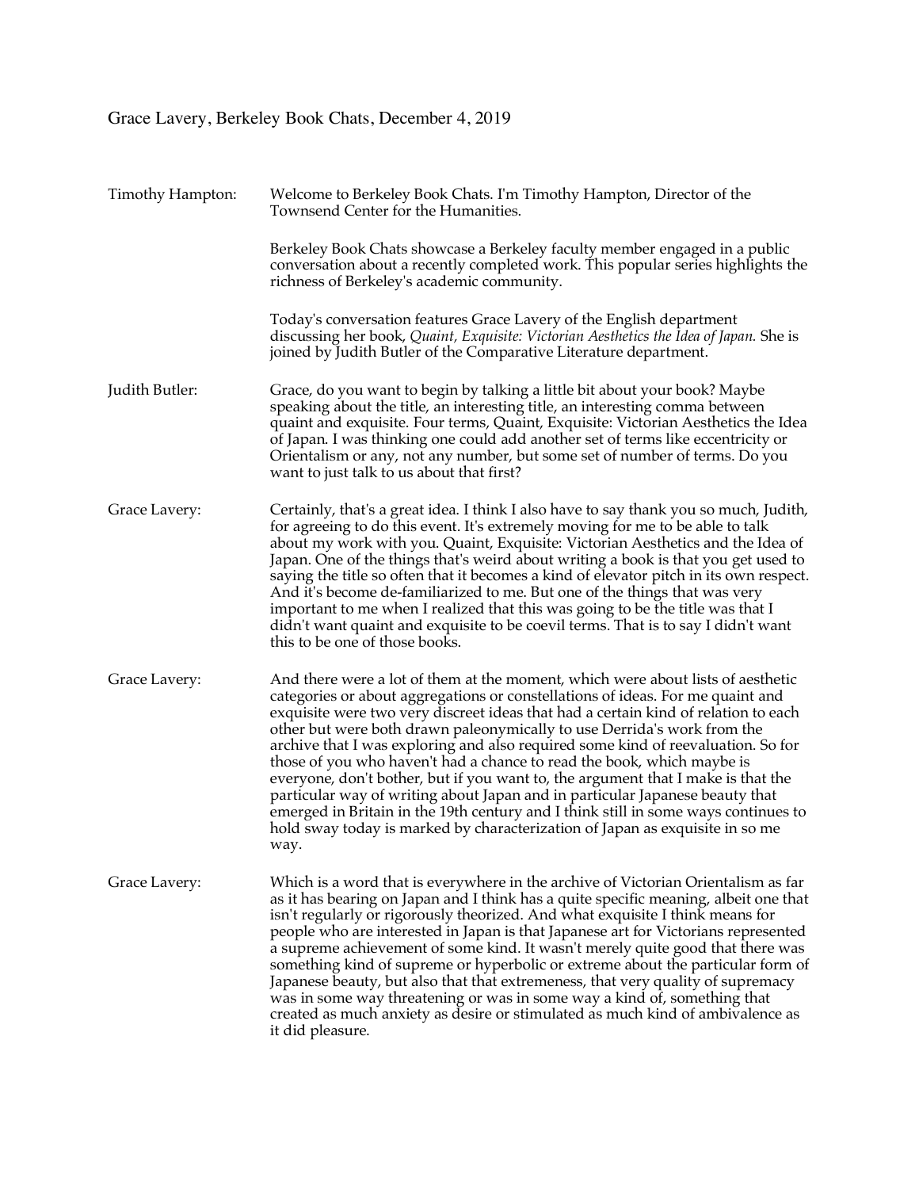Grace Lavery, Berkeley Book Chats, December 4, 2019

**Timothy Hampton:** Welcome to Berkeley Book Chats. I'm Timothy Hampton, Director of the Townsend Center for the Humanities.

Berkeley Book Chats showcase a Berkeley faculty member engaged in a public conversation about a recently completed work. This popular series highlights the richness of Berkeley's academic community.

Today's conversation features Grace Lavery of the English department discussing her book, *Quaint, Exquisite: Victorian Aesthetics the Idea of Japan.* She is joined by Judith Butler of the Comparative Literature department.

**Judith Butler:** Grace, do you want to begin by talking a little bit about your book? Maybe speaking about the title, an interesting title, an interesting comma between quaint and exquisite. Four terms, Quaint, Exquisite: Victorian Aesthetics the Idea of Japan. I was thinking one could add another set of terms like eccentricity or Orientalism or any, not any number, but some set of number of terms. Do you want to just talk to us about that first?

**Grace Lavery:** Certainly, that's a great idea. I think I also have to say thank you so much, Judith, for agreeing to do this event. It's extremely moving for me to be able to talk about my work with you. Quaint, Exquisite: Victorian Aesthetics and the Idea of Japan. One of the things that's weird about writing a book is that you get used to saying the title so often that it becomes a kind of elevator pitch in its own respect. And it's become de-familiarized to me. But one of the things that was very important to me when I realized that this was going to be the title was that I didn't want quaint and exquisite to be coevil terms. That is to say I didn't want this to be one of those books.

**Grace Lavery:** And there were a lot of them at the moment, which were about lists of aesthetic categories or about aggregations or constellations of ideas. For me quaint and exquisite were two very discreet ideas that had a certain kind of relation to each other but were both drawn paleonymically to use Derrida's work from the archive that I was exploring and also required some kind of reevaluation. So for those of you who haven't had a chance to read the book, which maybe is everyone, don't bother, but if you want to, the argument that I make is that the particular way of writing about Japan and in particular Japanese beauty that emerged in Britain in the 19th century and I think still in some ways continues to hold sway today is marked by characterization of Japan as exquisite in so me way.

**Grace Lavery:** Which is a word that is everywhere in the archive of Victorian Orientalism as far as it has bearing on Japan and I think has a quite specific meaning, albeit one that isn't regularly or rigorously theorized. And what exquisite I think means for people who are interested in Japan is that Japanese art for Victorians represented a supreme achievement of some kind. It wasn't merely quite good that there was something kind of supreme or hyperbolic or extreme about the particular form of Japanese beauty, but also that that extremeness, that very quality of supremacy was in some way threatening or was in some way a kind of, something that created as much anxiety as desire or stimulated as much kind of ambivalence as it did pleasure.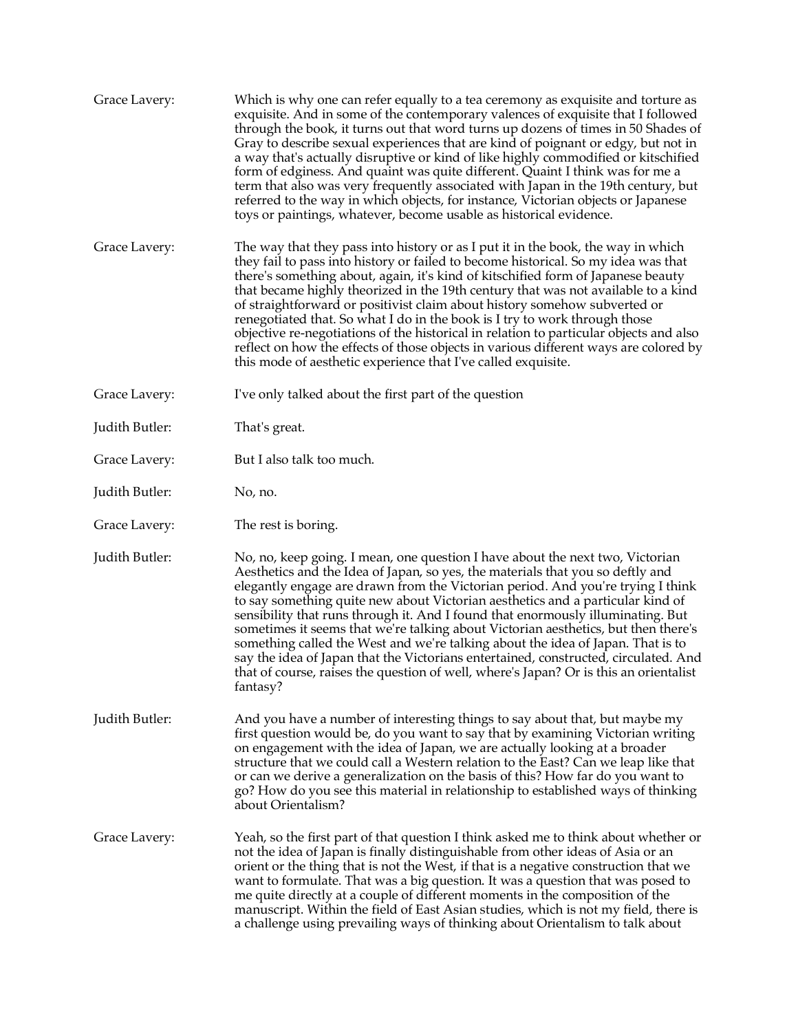Grace Lavery: Which is why one can refer equally to a tea ceremony as exquisite and torture as exquisite. And in some of the contemporary valences of exquisite that I followed through the book, it turns out that word turns up dozens of times in 50 Shades of Gray to describe sexual experiences that are kind of poignant or edgy, but not in a way that's actually disruptive or kind of like highly commodified or kitschified form of edginess. And quaint was quite different. Quaint I think was for me a term that also was very frequently associated with Japan in the 19th century, but referred to the way in which objects, for instance, Victorian objects or Japanese toys or paintings, whatever, become usable as historical evidence.

Grace Lavery: The way that they pass into history or as I put it in the book, the way in which they fail to pass into history or failed to become historical. So my idea was that there's something about, again, it's kind of kitschified form of Japanese beauty that became highly theorized in the 19th century that was not available to a kind of straightforward or positivist claim about history somehow subverted or renegotiated that. So what I do in the book is I try to work through those objective re-negotiations of the historical in relation to particular objects and also reflect on how the effects of those objects in various different ways are colored by this mode of aesthetic experience that I've called exquisite.

Grace Lavery: I've only talked about the first part of the question

Judith Butler: That's great.

Grace Lavery: But I also talk too much.

Judith Butler: No, no.

Grace Lavery: The rest is boring.

Judith Butler: No, no, keep going. I mean, one question I have about the next two, Victorian Aesthetics and the Idea of Japan, so yes, the materials that you so deftly and elegantly engage are drawn from the Victorian period. And you're trying I think to say something quite new about Victorian aesthetics and a particular kind of sensibility that runs through it. And I found that enormously illuminating. But sometimes it seems that we're talking about Victorian aesthetics, but then there's something called the West and we're talking about the idea of Japan. That is to say the idea of Japan that the Victorians entertained, constructed, circulated. And that of course, raises the question of well, where's Japan? Or is this an orientalist fantasy?

Judith Butler: And you have a number of interesting things to say about that, but maybe my first question would be, do you want to say that by examining Victorian writing on engagement with the idea of Japan, we are actually looking at a broader structure that we could call a Western relation to the East? Can we leap like that or can we derive a generalization on the basis of this? How far do you want to go? How do you see this material in relationship to established ways of thinking about Orientalism?

Grace Lavery: Yeah, so the first part of that question I think asked me to think about whether or not the idea of Japan is finally distinguishable from other ideas of Asia or an orient or the thing that is not the West, if that is a negative construction that we want to formulate. That was a big question. It was a question that was posed to me quite directly at a couple of different moments in the composition of the manuscript. Within the field of East Asian studies, which is not my field, there is a challenge using prevailing ways of thinking about Orientalism to talk about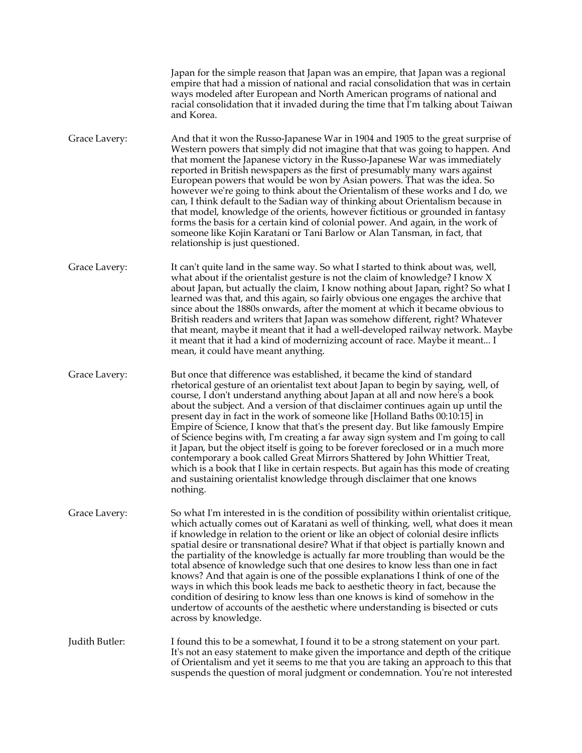Japan for the simple reason that Japan was an empire, that Japan was a regional empire that had a mission of national and racial consolidation that was in certain ways modeled after European and North American programs of national and racial consolidation that it invaded during the time that I'm talking about Taiwan and Korea.

Grace Lavery: And that it won the Russo-Japanese War in 1904 and 1905 to the great surprise of Western powers that simply did not imagine that that was going to happen. And that moment the Japanese victory in the Russo-Japanese War was immediately reported in British newspapers as the first of presumably many wars against European powers that would be won by Asian powers. That was the idea. So however we're going to think about the Orientalism of these works and I do, we can, I think default to the Sadian way of thinking about Orientalism because in that model, knowledge of the orients, however fictitious or grounded in fantasy forms the basis for a certain kind of colonial power. And again, in the work of someone like Kojin Karatani or Tani Barlow or Alan Tansman, in fact, that relationship is just questioned.

Grace Lavery: It can't quite land in the same way. So what I started to think about was, well, what about if the orientalist gesture is not the claim of knowledge? I know X about Japan, but actually the claim, I know nothing about Japan, right? So what I learned was that, and this again, so fairly obvious one engages the archive that since about the 1880s onwards, after the moment at which it became obvious to British readers and writers that Japan was somehow different, right? Whatever that meant, maybe it meant that it had a well-developed railway network. Maybe it meant that it had a kind of modernizing account of race. Maybe it meant... I mean, it could have meant anything.

Grace Lavery: But once that difference was established, it became the kind of standard rhetorical gesture of an orientalist text about Japan to begin by saying, well, of course, I don't understand anything about Japan at all and now here's a book about the subject. And a version of that disclaimer continues again up until the present day in fact in the work of someone like [Holland Baths 00:10:15] in Empire of Science, I know that that's the present day. But like famously Empire of Science begins with, I'm creating a far away sign system and I'm going to call it Japan, but the object itself is going to be forever foreclosed or in a much more contemporary a book called Great Mirrors Shattered by John Whittier Treat, which is a book that I like in certain respects. But again has this mode of creating and sustaining orientalist knowledge through disclaimer that one knows nothing.

Grace Lavery: So what I'm interested in is the condition of possibility within orientalist critique, which actually comes out of Karatani as well of thinking, well, what does it mean if knowledge in relation to the orient or like an object of colonial desire inflicts spatial desire or transnational desire? What if that object is partially known and the partiality of the knowledge is actually far more troubling than would be the total absence of knowledge such that one desires to know less than one in fact knows? And that again is one of the possible explanations I think of one of the ways in which this book leads me back to aesthetic theory in fact, because the condition of desiring to know less than one knows is kind of somehow in the undertow of accounts of the aesthetic where understanding is bisected or cuts across by knowledge.

Judith Butler: I found this to be a somewhat, I found it to be a strong statement on your part. It's not an easy statement to make given the importance and depth of the critique of Orientalism and yet it seems to me that you are taking an approach to this that suspends the question of moral judgment or condemnation. You're not interested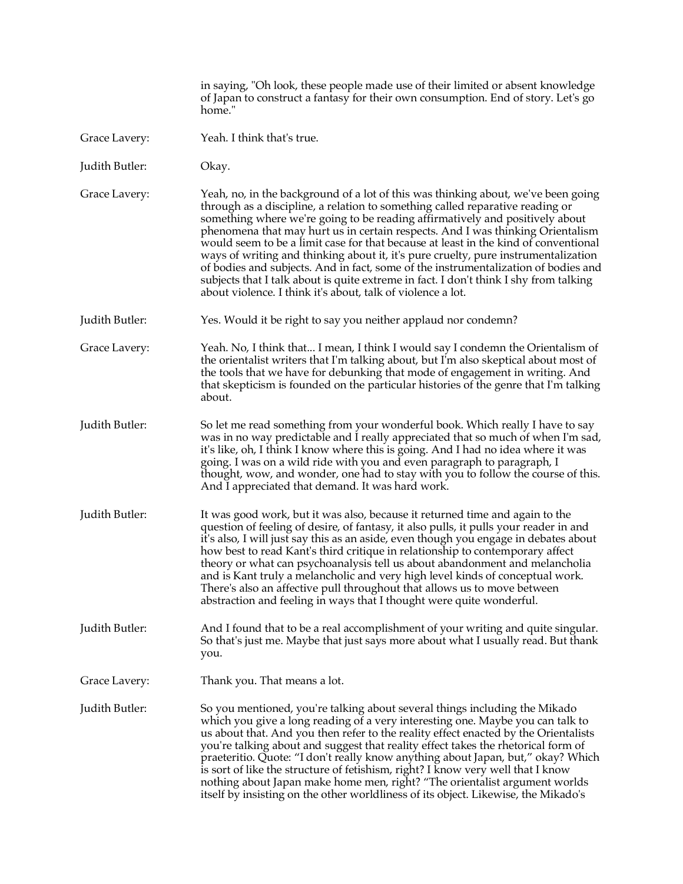in saying, "Oh look, these people made use of their limited or absent knowledge of Japan to construct a fantasy for their own consumption. End of story. Let's go home."

Grace Lavery: Yeah. I think that's true.

Judith Butler: Okay.

Grace Lavery: Yeah, no, in the background of a lot of this was thinking about, we've been going through as a discipline, a relation to something called reparative reading or something where we're going to be reading affirmatively and positively about phenomena that may hurt us in certain respects. And I was thinking Orientalism would seem to be a limit case for that because at least in the kind of conventional ways of writing and thinking about it, it's pure cruelty, pure instrumentalization of bodies and subjects. And in fact, some of the instrumentalization of bodies and subjects that I talk about is quite extreme in fact. I don't think I shy from talking about violence. I think it's about, talk of violence a lot.

Judith Butler: Yes. Would it be right to say you neither applaud nor condemn?

Grace Lavery: Yeah. No, I think that... I mean, I think I would say I condemn the Orientalism of the orientalist writers that I'm talking about, but I'm also skeptical about most of the tools that we have for debunking that mode of engagement in writing. And that skepticism is founded on the particular histories of the genre that I'm talking about.

Judith Butler: So let me read something from your wonderful book. Which really I have to say was in no way predictable and I really appreciated that so much of when I'm sad, it's like, oh, I think I know where this is going. And I had no idea where it was going. I was on a wild ride with you and even paragraph to paragraph, I thought, wow, and wonder, one had to stay with you to follow the course of this. And I appreciated that demand. It was hard work.

Judith Butler: It was good work, but it was also, because it returned time and again to the question of feeling of desire, of fantasy, it also pulls, it pulls your reader in and it's also, I will just say this as an aside, even though you engage in debates about how best to read Kant's third critique in relationship to contemporary affect theory or what can psychoanalysis tell us about abandonment and melancholia and is Kant truly a melancholic and very high level kinds of conceptual work. There's also an affective pull throughout that allows us to move between abstraction and feeling in ways that I thought were quite wonderful.

Judith Butler: And I found that to be a real accomplishment of your writing and quite singular. So that's just me. Maybe that just says more about what I usually read. But thank you.

Grace Lavery: Thank you. That means a lot.

Judith Butler: So you mentioned, you're talking about several things including the Mikado which you give a long reading of a very interesting one. Maybe you can talk to us about that. And you then refer to the reality effect enacted by the Orientalists you're talking about and suggest that reality effect takes the rhetorical form of praeteritio. Quote: "I don't really know anything about Japan, but," okay? Which is sort of like the structure of fetishism, right? I know very well that I know nothing about Japan make home men, right? "The orientalist argument worlds itself by insisting on the other worldliness of its object. Likewise, the Mikado's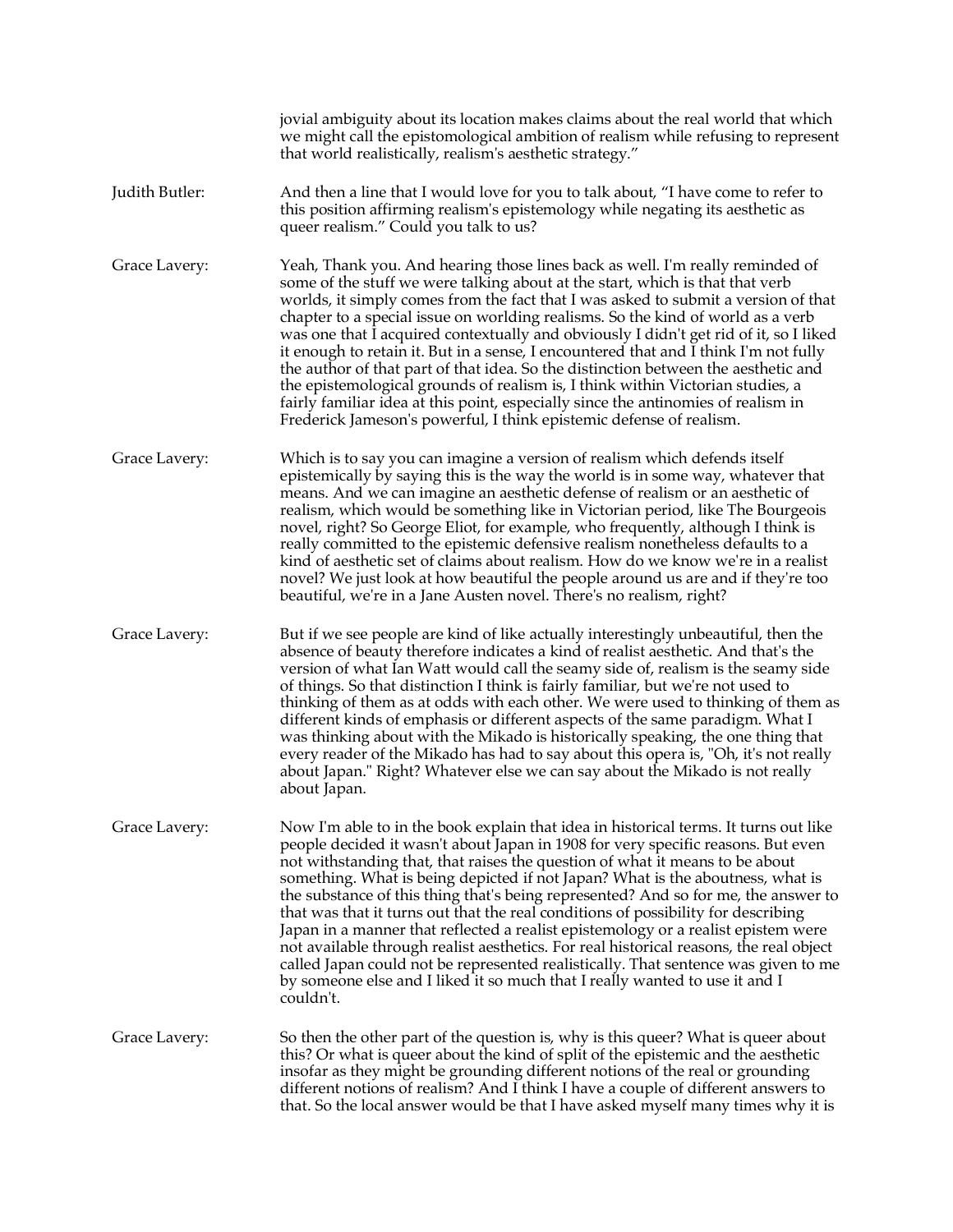jovial ambiguity about its location makes claims about the real world that which we might call the epistomological ambition of realism while refusing to represent that world realistically, realism's aesthetic strategy."

Judith Butler: And then a line that I would love for you to talk about, "I have come to refer to this position affirming realism's epistemology while negating its aesthetic as queer realism." Could you talk to us?

Grace Lavery: Yeah, Thank you. And hearing those lines back as well. I'm really reminded of some of the stuff we were talking about at the start, which is that that verb worlds, it simply comes from the fact that I was asked to submit a version of that chapter to a special issue on worlding realisms. So the kind of world as a verb was one that I acquired contextually and obviously I didn't get rid of it, so I liked it enough to retain it. But in a sense, I encountered that and I think I'm not fully the author of that part of that idea. So the distinction between the aesthetic and the epistemological grounds of realism is, I think within Victorian studies, a fairly familiar idea at this point, especially since the antinomies of realism in Frederick Jameson's powerful, I think epistemic defense of realism.

Grace Lavery: Which is to say you can imagine a version of realism which defends itself epistemically by saying this is the way the world is in some way, whatever that means. And we can imagine an aesthetic defense of realism or an aesthetic of realism, which would be something like in Victorian period, like The Bourgeois novel, right? So George Eliot, for example, who frequently, although I think is really committed to the epistemic defensive realism nonetheless defaults to a kind of aesthetic set of claims about realism. How do we know we're in a realist novel? We just look at how beautiful the people around us are and if they're too beautiful, we're in a Jane Austen novel. There's no realism, right?

Grace Lavery: But if we see people are kind of like actually interestingly unbeautiful, then the absence of beauty therefore indicates a kind of realist aesthetic. And that's the version of what Ian Watt would call the seamy side of, realism is the seamy side of things. So that distinction I think is fairly familiar, but we're not used to thinking of them as at odds with each other. We were used to thinking of them as different kinds of emphasis or different aspects of the same paradigm. What I was thinking about with the Mikado is historically speaking, the one thing that every reader of the Mikado has had to say about this opera is, "Oh, it's not really about Japan." Right? Whatever else we can say about the Mikado is not really about Japan.

Grace Lavery: Now I'm able to in the book explain that idea in historical terms. It turns out like people decided it wasn't about Japan in 1908 for very specific reasons. But even not withstanding that, that raises the question of what it means to be about something. What is being depicted if not Japan? What is the aboutness, what is the substance of this thing that's being represented? And so for me, the answer to that was that it turns out that the real conditions of possibility for describing Japan in a manner that reflected a realist epistemology or a realist epistem were not available through realist aesthetics. For real historical reasons, the real object called Japan could not be represented realistically. That sentence was given to me by someone else and I liked it so much that I really wanted to use it and I couldn't.

Grace Lavery: So then the other part of the question is, why is this queer? What is queer about this? Or what is queer about the kind of split of the epistemic and the aesthetic insofar as they might be grounding different notions of the real or grounding different notions of realism? And I think I have a couple of different answers to that. So the local answer would be that I have asked myself many times why it is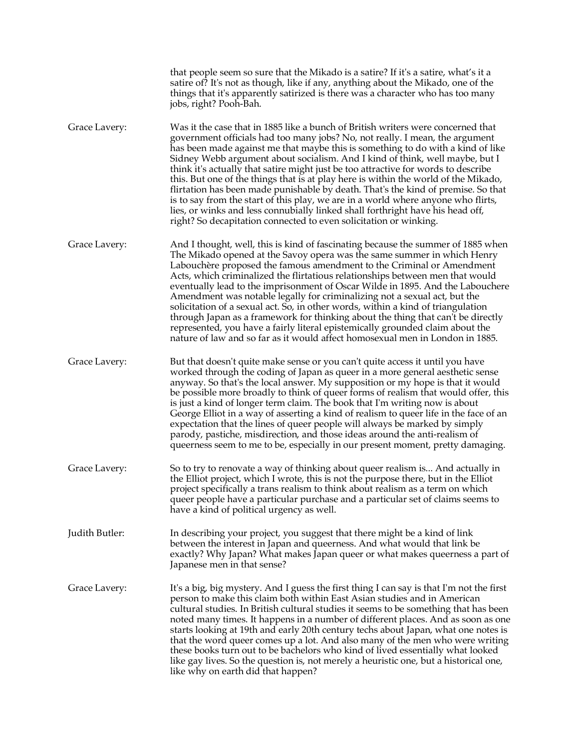that people seem so sure that the Mikado is a satire? If it's a satire, what's it a satire of? It's not as though, like if any, anything about the Mikado, one of the things that it's apparently satirized is there was a character who has too many jobs, right? Pooh-Bah.

Grace Lavery: Was it the case that in 1885 like a bunch of British writers were concerned that government officials had too many jobs? No, not really. I mean, the argument has been made against me that maybe this is something to do with a kind of like Sidney Webb argument about socialism. And I kind of think, well maybe, but I think it's actually that satire might just be too attractive for words to describe this. But one of the things that is at play here is within the world of the Mikado, flirtation has been made punishable by death. That's the kind of premise. So that is to say from the start of this play, we are in a world where anyone who flirts, lies, or winks and less connubially linked shall forthright have his head off, right? So decapitation connected to even solicitation or winking.

Grace Lavery: And I thought, well, this is kind of fascinating because the summer of 1885 when The Mikado opened at the Savoy opera was the same summer in which Henry Labouchère proposed the famous amendment to the Criminal or Amendment Acts, which criminalized the flirtatious relationships between men that would eventually lead to the imprisonment of Oscar Wilde in 1895. And the Labouchere Amendment was notable legally for criminalizing not a sexual act, but the solicitation of a sexual act. So, in other words, within a kind of triangulation through Japan as a framework for thinking about the thing that can't be directly represented, you have a fairly literal epistemically grounded claim about the nature of law and so far as it would affect homosexual men in London in 1885.

Grace Lavery: But that doesn't quite make sense or you can't quite access it until you have worked through the coding of Japan as queer in a more general aesthetic sense anyway. So that's the local answer. My supposition or my hope is that it would be possible more broadly to think of queer forms of realism that would offer, this is just a kind of longer term claim. The book that I'm writing now is about George Elliot in a way of asserting a kind of realism to queer life in the face of an expectation that the lines of queer people will always be marked by simply parody, pastiche, misdirection, and those ideas around the anti-realism of queerness seem to me to be, especially in our present moment, pretty damaging.

Grace Lavery: So to try to renovate a way of thinking about queer realism is... And actually in the Elliot project, which I wrote, this is not the purpose there, but in the Elliot project specifically a trans realism to think about realism as a term on which queer people have a particular purchase and a particular set of claims seems to have a kind of political urgency as well.

Judith Butler: In describing your project, you suggest that there might be a kind of link between the interest in Japan and queerness. And what would that link be exactly? Why Japan? What makes Japan queer or what makes queerness a part of Japanese men in that sense?

Grace Lavery: It's a big, big mystery. And I guess the first thing I can say is that I'm not the first person to make this claim both within East Asian studies and in American cultural studies. In British cultural studies it seems to be something that has been noted many times. It happens in a number of different places. And as soon as one starts looking at 19th and early 20th century techs about Japan, what one notes is that the word queer comes up a lot. And also many of the men who were writing these books turn out to be bachelors who kind of lived essentially what looked like gay lives. So the question is, not merely a heuristic one, but a historical one, like why on earth did that happen?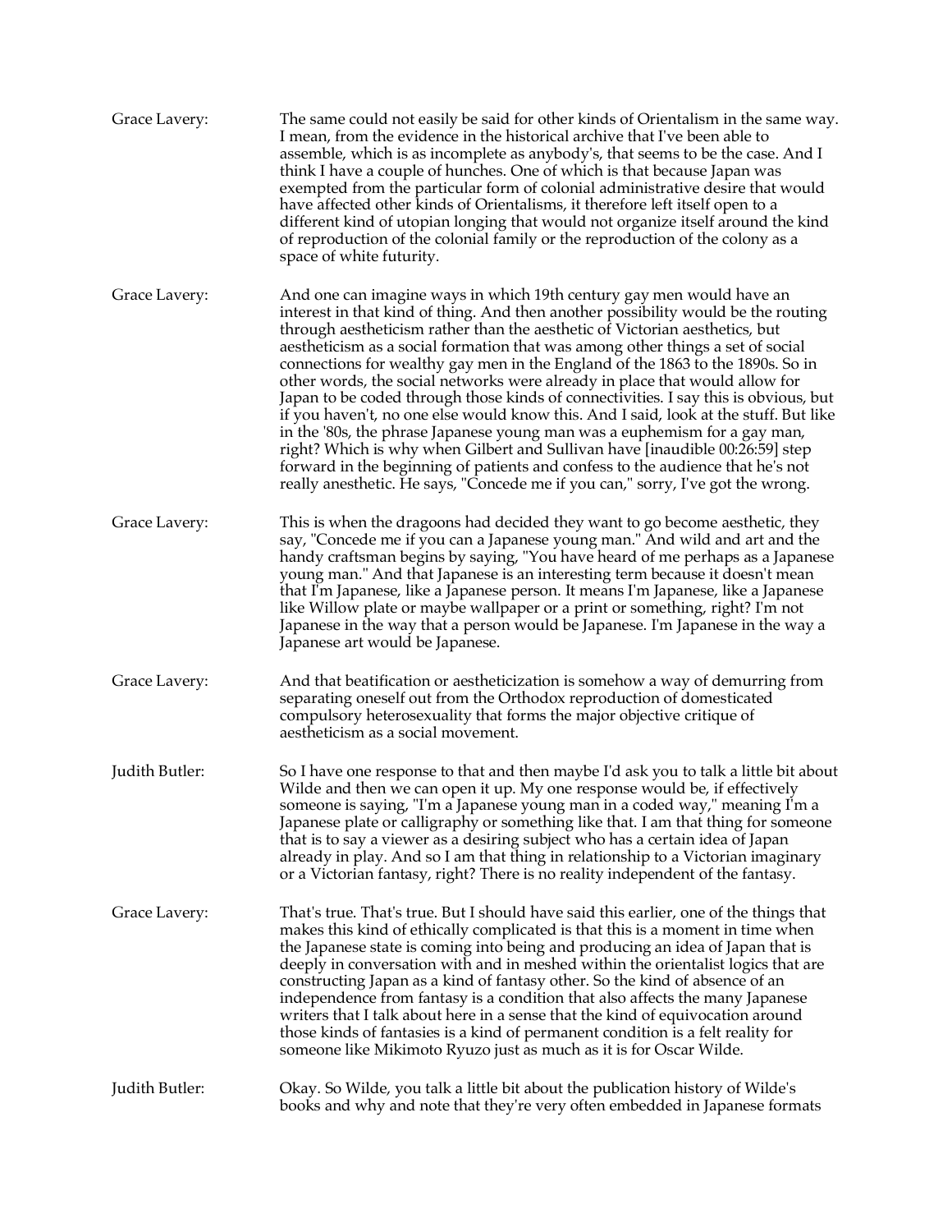**Grace Lavery:** The same could not easily be said for other kinds of Orientalism in the same way. I mean, from the evidence in the historical archive that I've been able to assemble, which is as incomplete as anybody's, that seems to be the case. And I think I have a couple of hunches. One of which is that because Japan was exempted from the particular form of colonial administrative desire that would have affected other kinds of Orientalisms, it therefore left itself open to a different kind of utopian longing that would not organize itself around the kind of reproduction of the colonial family or the reproduction of the colony as a space of white futurity.

**Grace Lavery:** And one can imagine ways in which 19th century gay men would have an interest in that kind of thing. And then another possibility would be the routing through aestheticism rather than the aesthetic of Victorian aesthetics, but aestheticism as a social formation that was among other things a set of social connections for wealthy gay men in the England of the 1863 to the 1890s. So in other words, the social networks were already in place that would allow for Japan to be coded through those kinds of connectivities. I say this is obvious, but if you haven't, no one else would know this. And I said, look at the stuff. But like in the '80s, the phrase Japanese young man was a euphemism for a gay man, right? Which is why when Gilbert and Sullivan have [inaudible 00:26:59] step forward in the beginning of patients and confess to the audience that he's not really anesthetic. He says, "Concede me if you can," sorry, I've got the wrong.

**Grace Lavery:** This is when the dragoons had decided they want to go become aesthetic, they say, "Concede me if you can a Japanese young man." And wild and art and the handy craftsman begins by saying, "You have heard of me perhaps as a Japanese young man." And that Japanese is an interesting term because it doesn't mean that I'm Japanese, like a Japanese person. It means I'm Japanese, like a Japanese like Willow plate or maybe wallpaper or a print or something, right? I'm not Japanese in the way that a person would be Japanese. I'm Japanese in the way a Japanese art would be Japanese.

**Grace Lavery:** And that beatification or aestheticization is somehow a way of demurring from separating oneself out from the Orthodox reproduction of domesticated compulsory heterosexuality that forms the major objective critique of aestheticism as a social movement.

**Judith Butler:** So I have one response to that and then maybe I'd ask you to talk a little bit about Wilde and then we can open it up. My one response would be, if effectively someone is saying, "I'm a Japanese young man in a coded way," meaning I'm a Japanese plate or calligraphy or something like that. I am that thing for someone that is to say a viewer as a desiring subject who has a certain idea of Japan already in play. And so I am that thing in relationship to a Victorian imaginary or a Victorian fantasy, right? There is no reality independent of the fantasy.

**Grace Lavery:** That's true. That's true. But I should have said this earlier, one of the things that makes this kind of ethically complicated is that this is a moment in time when the Japanese state is coming into being and producing an idea of Japan that is deeply in conversation with and in meshed within the orientalist logics that are constructing Japan as a kind of fantasy other. So the kind of absence of an independence from fantasy is a condition that also affects the many Japanese writers that I talk about here in a sense that the kind of equivocation around those kinds of fantasies is a kind of permanent condition is a felt reality for someone like Mikimoto Ryuzo just as much as it is for Oscar Wilde.

**Judith Butler:** Okay. So Wilde, you talk a little bit about the publication history of Wilde's books and why and note that they're very often embedded in Japanese formats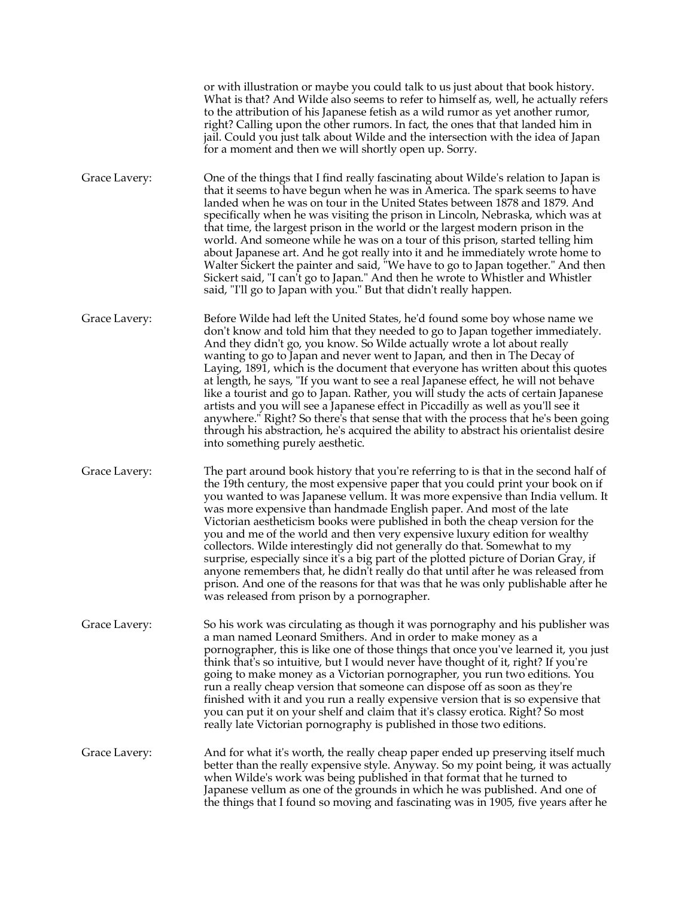or with illustration or maybe you could talk to us just about that book history. What is that? And Wilde also seems to refer to himself as, well, he actually refers to the attribution of his Japanese fetish as a wild rumor as yet another rumor, right? Calling upon the other rumors. In fact, the ones that that landed him in jail. Could you just talk about Wilde and the intersection with the idea of Japan for a moment and then we will shortly open up. Sorry.

Grace Lavery: One of the things that I find really fascinating about Wilde's relation to Japan is that it seems to have begun when he was in America. The spark seems to have landed when he was on tour in the United States between 1878 and 1879. And specifically when he was visiting the prison in Lincoln, Nebraska, which was at that time, the largest prison in the world or the largest modern prison in the world. And someone while he was on a tour of this prison, started telling him about Japanese art. And he got really into it and he immediately wrote home to Walter Sickert the painter and said, "We have to go to Japan together." And then Sickert said, "I can't go to Japan." And then he wrote to Whistler and Whistler said, "I'll go to Japan with you." But that didn't really happen.

Grace Lavery: Before Wilde had left the United States, he'd found some boy whose name we don't know and told him that they needed to go to Japan together immediately. And they didn't go, you know. So Wilde actually wrote a lot about really wanting to go to Japan and never went to Japan, and then in The Decay of Laying, 1891, which is the document that everyone has written about this quotes at length, he says, "If you want to see a real Japanese effect, he will not behave like a tourist and go to Japan. Rather, you will study the acts of certain Japanese artists and you will see a Japanese effect in Piccadilly as well as you'll see it anywhere." Right? So there's that sense that with the process that he's been going through his abstraction, he's acquired the ability to abstract his orientalist desire into something purely aesthetic.

Grace Lavery: The part around book history that you're referring to is that in the second half of the 19th century, the most expensive paper that you could print your book on if you wanted to was Japanese vellum. It was more expensive than India vellum. It was more expensive than handmade English paper. And most of the late Victorian aestheticism books were published in both the cheap version for the you and me of the world and then very expensive luxury edition for wealthy collectors. Wilde interestingly did not generally do that. Somewhat to my surprise, especially since it's a big part of the plotted picture of Dorian Gray, if anyone remembers that, he didn't really do that until after he was released from prison. And one of the reasons for that was that he was only publishable after he was released from prison by a pornographer.

Grace Lavery: So his work was circulating as though it was pornography and his publisher was a man named Leonard Smithers. And in order to make money as a pornographer, this is like one of those things that once you've learned it, you just think that's so intuitive, but I would never have thought of it, right? If you're going to make money as a Victorian pornographer, you run two editions. You run a really cheap version that someone can dispose off as soon as they're finished with it and you run a really expensive version that is so expensive that you can put it on your shelf and claim that it's classy erotica. Right? So most really late Victorian pornography is published in those two editions.

Grace Lavery: And for what it's worth, the really cheap paper ended up preserving itself much better than the really expensive style. Anyway. So my point being, it was actually when Wilde's work was being published in that format that he turned to Japanese vellum as one of the grounds in which he was published. And one of the things that I found so moving and fascinating was in 1905, five years after he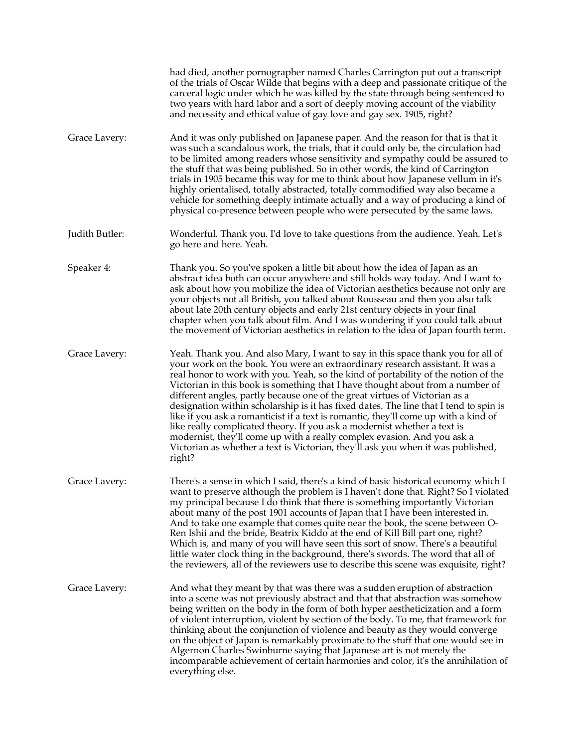had died, another pornographer named Charles Carrington put out a transcript of the trials of Oscar Wilde that begins with a deep and passionate critique of the carceral logic under which he was killed by the state through being sentenced to two years with hard labor and a sort of deeply moving account of the viability and necessity and ethical value of gay love and gay sex. 1905, right?

Grace Lavery: And it was only published on Japanese paper. And the reason for that is that it was such a scandalous work, the trials, that it could only be, the circulation had to be limited among readers whose sensitivity and sympathy could be assured to the stuff that was being published. So in other words, the kind of Carrington trials in 1905 became this way for me to think about how Japanese vellum in it's highly orientalised, totally abstracted, totally commodified way also became a vehicle for something deeply intimate actually and a way of producing a kind of physical co-presence between people who were persecuted by the same laws.

Judith Butler: Wonderful. Thank you. I'd love to take questions from the audience. Yeah. Let's go here and here. Yeah.

Speaker 4: Thank you. So you've spoken a little bit about how the idea of Japan as an abstract idea both can occur anywhere and still holds way today. And I want to ask about how you mobilize the idea of Victorian aesthetics because not only are your objects not all British, you talked about Rousseau and then you also talk about late 20th century objects and early 21st century objects in your final chapter when you talk about film. And I was wondering if you could talk about the movement of Victorian aesthetics in relation to the idea of Japan fourth term.

Grace Lavery: Yeah. Thank you. And also Mary, I want to say in this space thank you for all of your work on the book. You were an extraordinary research assistant. It was a real honor to work with you. Yeah, so the kind of portability of the notion of the Victorian in this book is something that I have thought about from a number of different angles, partly because one of the great virtues of Victorian as a designation within scholarship is it has fixed dates. The line that I tend to spin is like if you ask a romanticist if a text is romantic, they'll come up with a kind of like really complicated theory. If you ask a modernist whether a text is modernist, they'll come up with a really complex evasion. And you ask a Victorian as whether a text is Victorian, they'll ask you when it was published, right?

Grace Lavery: There's a sense in which I said, there's a kind of basic historical economy which I want to preserve although the problem is I haven't done that. Right? So I violated my principal because I do think that there is something importantly Victorian about many of the post 1901 accounts of Japan that I have been interested in. And to take one example that comes quite near the book, the scene between O-Ren Ishii and the bride, Beatrix Kiddo at the end of Kill Bill part one, right? Which is, and many of you will have seen this sort of snow. There's a beautiful little water clock thing in the background, there's swords. The word that all of the reviewers, all of the reviewers use to describe this scene was exquisite, right?

Grace Lavery: And what they meant by that was there was a sudden eruption of abstraction into a scene was not previously abstract and that that abstraction was somehow being written on the body in the form of both hyper aestheticization and a form of violent interruption, violent by section of the body. To me, that framework for thinking about the conjunction of violence and beauty as they would converge on the object of Japan is remarkably proximate to the stuff that one would see in Algernon Charles Swinburne saying that Japanese art is not merely the incomparable achievement of certain harmonies and color, it's the annihilation of everything else.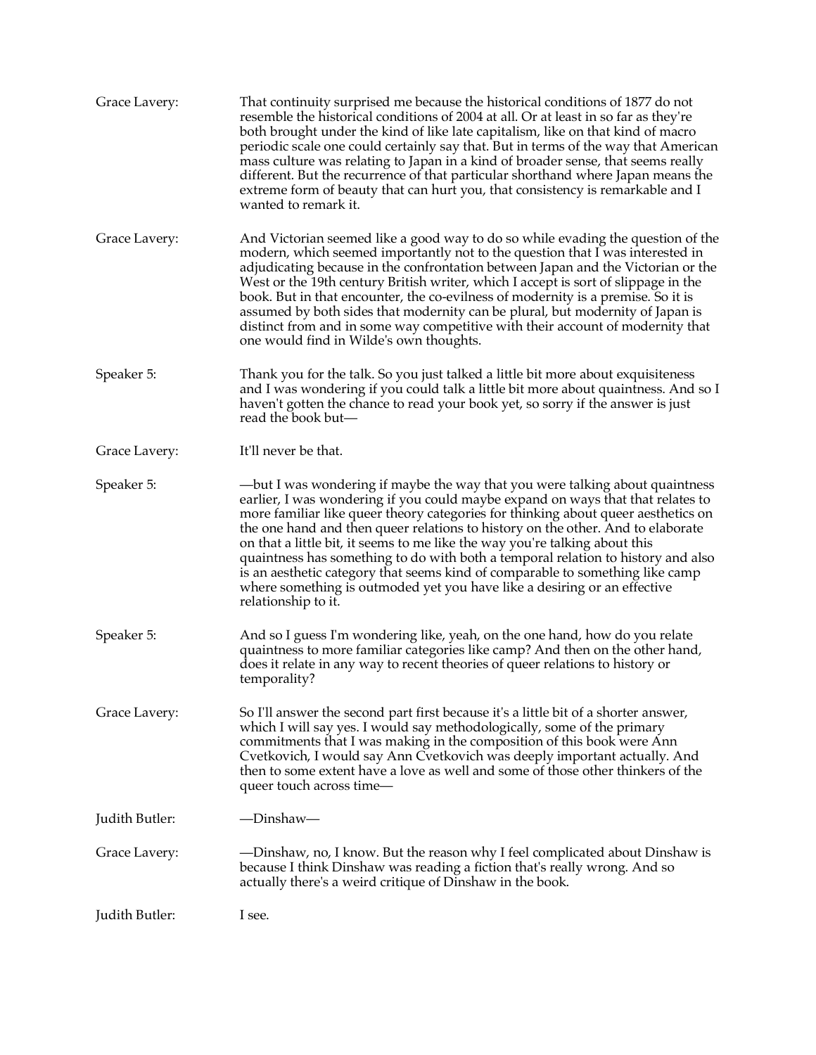Grace Lavery: That continuity surprised me because the historical conditions of 1877 do not resemble the historical conditions of 2004 at all. Or at least in so far as they're both brought under the kind of like late capitalism, like on that kind of macro periodic scale one could certainly say that. But in terms of the way that American mass culture was relating to Japan in a kind of broader sense, that seems really different. But the recurrence of that particular shorthand where Japan means the extreme form of beauty that can hurt you, that consistency is remarkable and I wanted to remark it.

Grace Lavery: And Victorian seemed like a good way to do so while evading the question of the modern, which seemed importantly not to the question that I was interested in adjudicating because in the confrontation between Japan and the Victorian or the West or the 19th century British writer, which I accept is sort of slippage in the book. But in that encounter, the co-evilness of modernity is a premise. So it is assumed by both sides that modernity can be plural, but modernity of Japan is distinct from and in some way competitive with their account of modernity that one would find in Wilde's own thoughts.

Speaker 5: Thank you for the talk. So you just talked a little bit more about exquisiteness and I was wondering if you could talk a little bit more about quaintness. And so I haven't gotten the chance to read your book yet, so sorry if the answer is just read the book but—

Grace Lavery: It'll never be that.

Speaker 5: —but I was wondering if maybe the way that you were talking about quaintness earlier, I was wondering if you could maybe expand on ways that that relates to more familiar like queer theory categories for thinking about queer aesthetics on the one hand and then queer relations to history on the other. And to elaborate on that a little bit, it seems to me like the way you're talking about this quaintness has something to do with both a temporal relation to history and also is an aesthetic category that seems kind of comparable to something like camp where something is outmoded yet you have like a desiring or an effective relationship to it.

Speaker 5: And so I guess I'm wondering like, yeah, on the one hand, how do you relate quaintness to more familiar categories like camp? And then on the other hand, does it relate in any way to recent theories of queer relations to history or temporality?

Grace Lavery: So I'll answer the second part first because it's a little bit of a shorter answer, which I will say yes. I would say methodologically, some of the primary commitments that I was making in the composition of this book were Ann Cvetkovich, I would say Ann Cvetkovich was deeply important actually. And then to some extent have a love as well and some of those other thinkers of the queer touch across time—

Judith Butler: —Dinshaw—

Grace Lavery: —Dinshaw, no, I know. But the reason why I feel complicated about Dinshaw is because I think Dinshaw was reading a fiction that's really wrong. And so actually there's a weird critique of Dinshaw in the book.

Judith Butler: I see.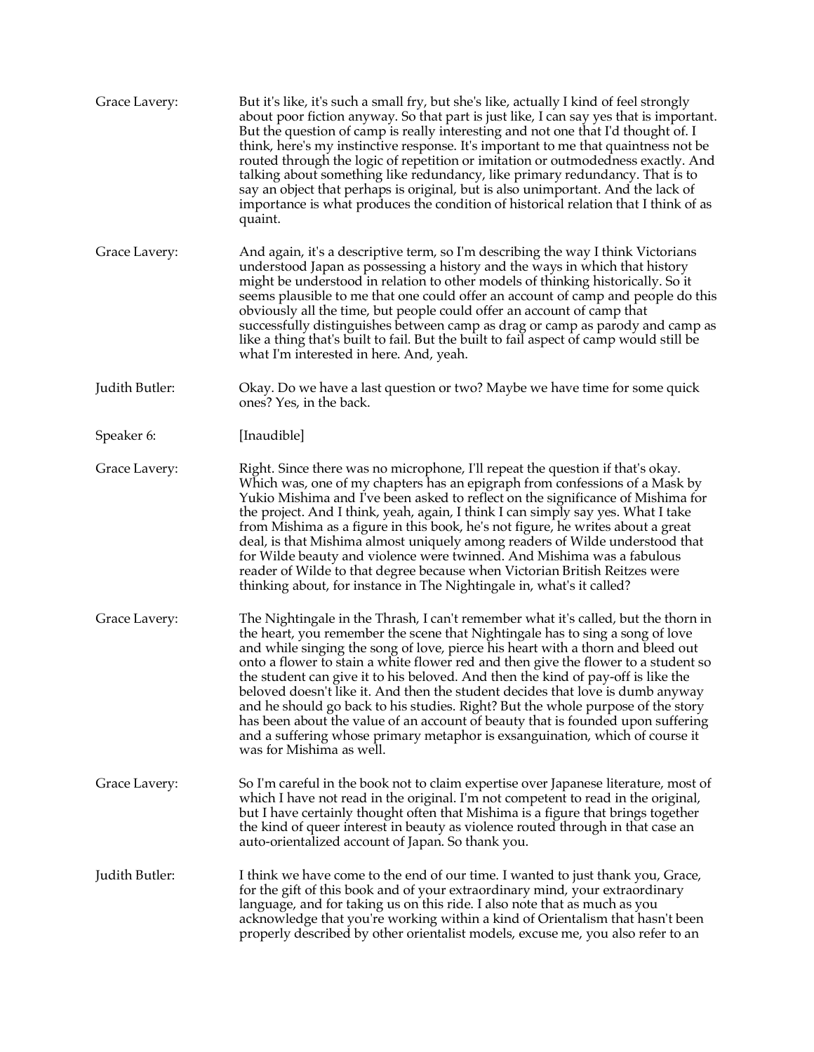Grace Lavery: But it's like, it's such a small fry, but she's like, actually I kind of feel strongly about poor fiction anyway. So that part is just like, I can say yes that is important. But the question of camp is really interesting and not one that I'd thought of. I think, here's my instinctive response. It's important to me that quaintness not be routed through the logic of repetition or imitation or outmodedness exactly. And talking about something like redundancy, like primary redundancy. That is to say an object that perhaps is original, but is also unimportant. And the lack of importance is what produces the condition of historical relation that I think of as quaint.

Grace Lavery: And again, it's a descriptive term, so I'm describing the way I think Victorians understood Japan as possessing a history and the ways in which that history might be understood in relation to other models of thinking historically. So it seems plausible to me that one could offer an account of camp and people do this obviously all the time, but people could offer an account of camp that successfully distinguishes between camp as drag or camp as parody and camp as like a thing that's built to fail. But the built to fail aspect of camp would still be what I'm interested in here. And, yeah.

Judith Butler: Okay. Do we have a last question or two? Maybe we have time for some quick ones? Yes, in the back.

Speaker 6: [Inaudible]

Grace Lavery: Right. Since there was no microphone, I'll repeat the question if that's okay. Which was, one of my chapters has an epigraph from confessions of a Mask by Yukio Mishima and I've been asked to reflect on the significance of Mishima for the project. And I think, yeah, again, I think I can simply say yes. What I take from Mishima as a figure in this book, he's not figure, he writes about a great deal, is that Mishima almost uniquely among readers of Wilde understood that for Wilde beauty and violence were twinned. And Mishima was a fabulous reader of Wilde to that degree because when Victorian British Reitzes were thinking about, for instance in The Nightingale in, what's it called?

Grace Lavery: The Nightingale in the Thrash, I can't remember what it's called, but the thorn in the heart, you remember the scene that Nightingale has to sing a song of love and while singing the song of love, pierce his heart with a thorn and bleed out onto a flower to stain a white flower red and then give the flower to a student so the student can give it to his beloved. And then the kind of pay-off is like the beloved doesn't like it. And then the student decides that love is dumb anyway and he should go back to his studies. Right? But the whole purpose of the story has been about the value of an account of beauty that is founded upon suffering and a suffering whose primary metaphor is exsanguination, which of course it was for Mishima as well.

Grace Lavery: So I'm careful in the book not to claim expertise over Japanese literature, most of which I have not read in the original. I'm not competent to read in the original, but I have certainly thought often that Mishima is a figure that brings together the kind of queer interest in beauty as violence routed through in that case an auto-orientalized account of Japan. So thank you.

Judith Butler: I think we have come to the end of our time. I wanted to just thank you, Grace, for the gift of this book and of your extraordinary mind, your extraordinary language, and for taking us on this ride. I also note that as much as you acknowledge that you're working within a kind of Orientalism that hasn't been properly described by other orientalist models, excuse me, you also refer to an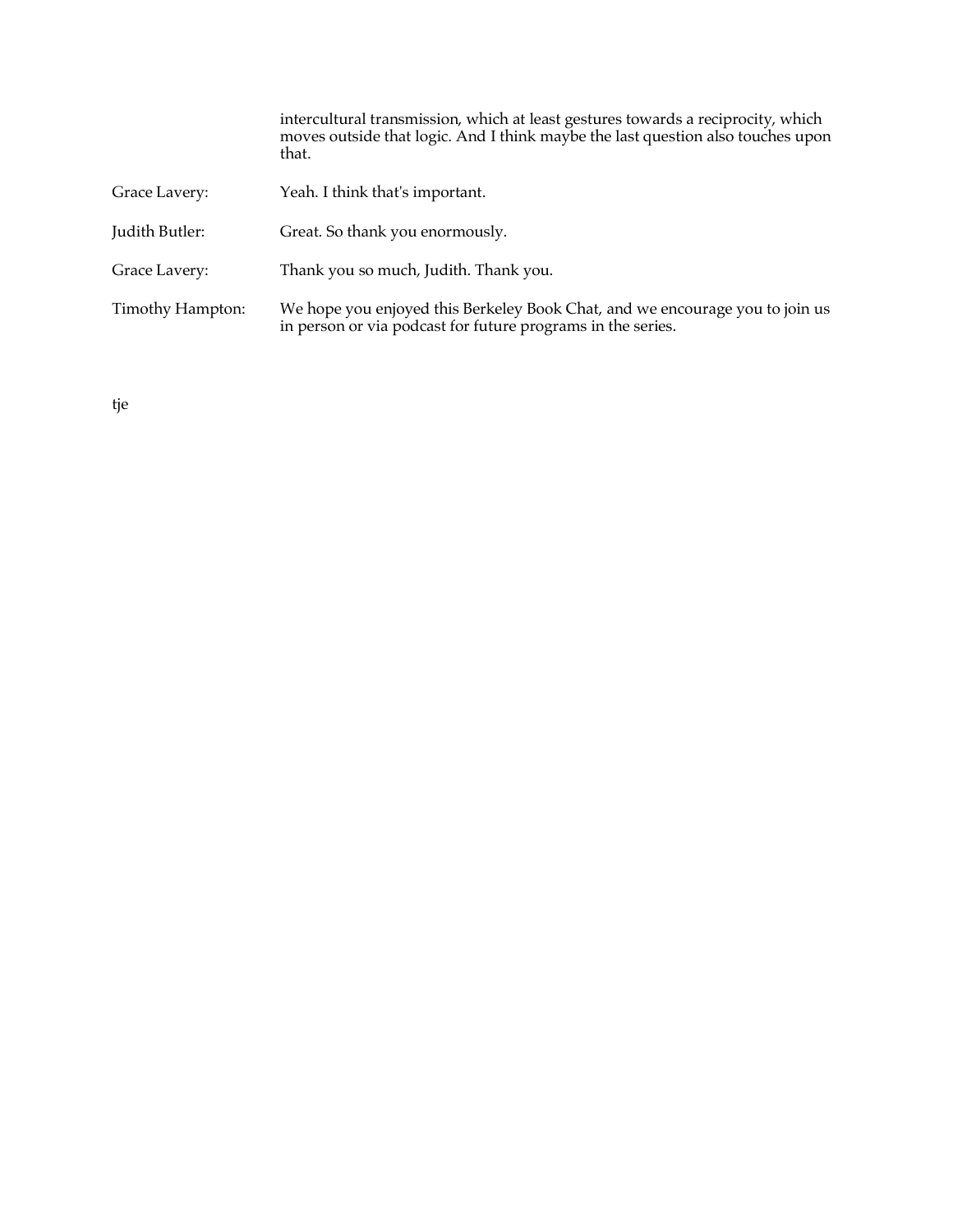intercultural transmission, which at least gestures towards a reciprocity, which moves outside that logic. And I think maybe the last question also touches upon that.

Grace Lavery: Yeah. I think that's important.

Judith Butler: Great. So thank you enormously.

Grace Lavery: Thank you so much, Judith. Thank you.

Timothy Hampton: We hope you enjoyed this Berkeley Book Chat, and we encourage you to join us in person or via podcast for future programs in the series.

tje